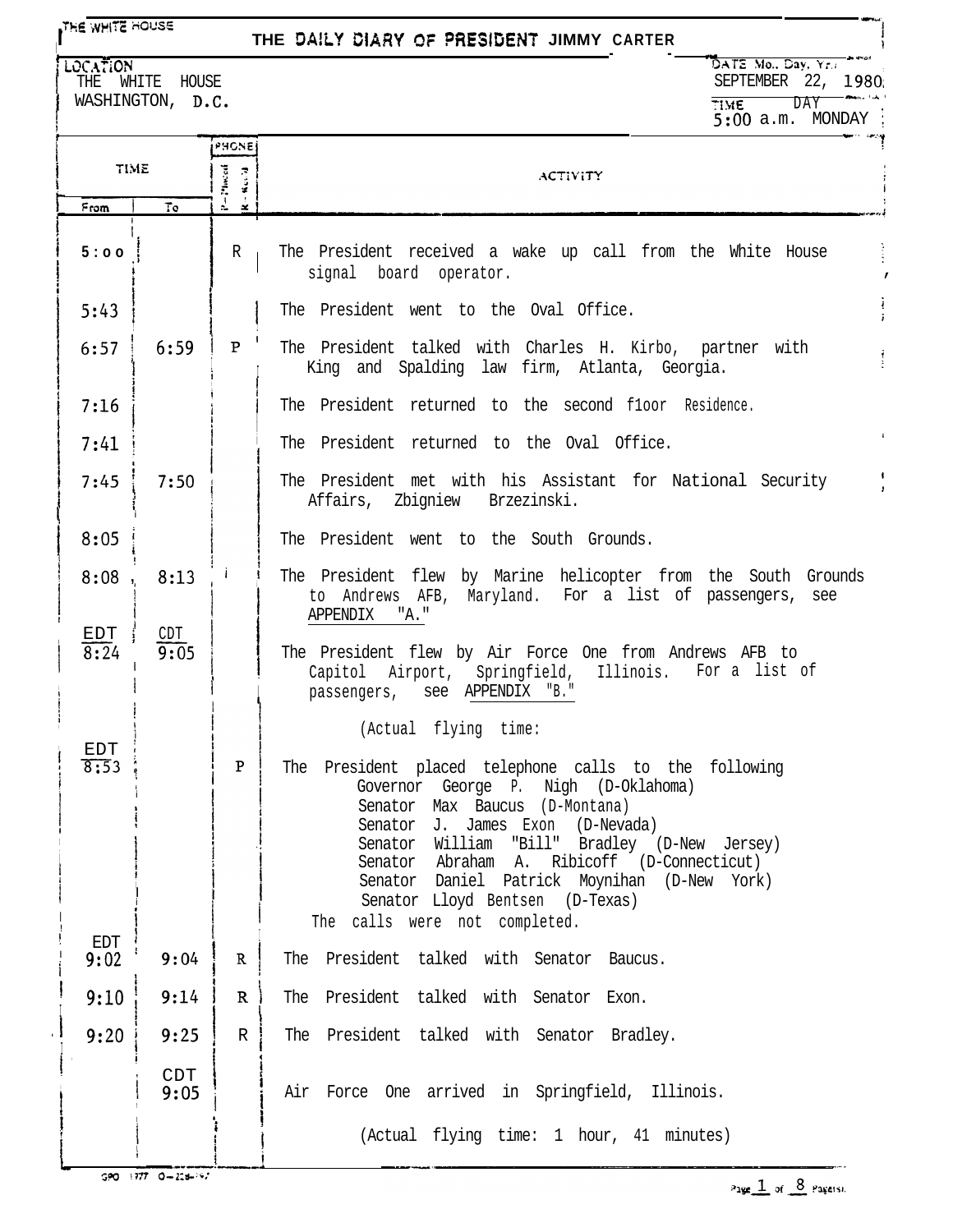THE WHITE HOUSE

# THE DAILY DIARY OF PRESIDENT JIMMY CARTER

LOCATION
THE WHITE HOUSE
WASHINGTON, D.C.

DATE Mo., Day, Yr.
SEPTEMBER 22, 1980

TIME DAY
5:00 a.m. MONDAY

| TIME From | TIME To | PHONE P=Placed R=Rec'd | ACTIVITY |
|---|---|---|---|
| 5:00 | | R | The President received a wake up call from the White House signal board operator. |
| 5:43 | | | The President went to the Oval Office. |
| 6:57 | 6:59 | P | The President talked with Charles H. Kirbo, partner with King and Spalding law firm, Atlanta, Georgia. |
| 7:16 | | | The President returned to the second floor Residence. |
| 7:41 | | | The President returned to the Oval Office. |
| 7:45 | 7:50 | | The President met with his Assistant for National Security Affairs, Zbigniew Brzezinski. |
| 8:05 | | | The President went to the South Grounds. |
| 8:08 | 8:13 | | The President flew by Marine helicopter from the South Grounds to Andrews AFB, Maryland. For a list of passengers, see APPENDIX "A." |
| EDT 8:24 | CDT 9:05 | | The President flew by Air Force One from Andrews AFB to Capitol Airport, Springfield, Illinois. For a list of passengers, see APPENDIX "B." |
| | | | (Actual flying time: |
| EDT 8:53 | | P | The President placed telephone calls to the following<br>Governor George P. Nigh (D-Oklahoma)<br>Senator Max Baucus (D-Montana)<br>Senator J. James Exon (D-Nevada)<br>Senator William "Bill" Bradley (D-New Jersey)<br>Senator Abraham A. Ribicoff (D-Connecticut)<br>Senator Daniel Patrick Moynihan (D-New York)<br>Senator Lloyd Bentsen (D-Texas)<br>The calls were not completed. |
| EDT 9:02 | 9:04 | R | The President talked with Senator Baucus. |
| 9:10 | 9:14 | R | The President talked with Senator Exon. |
| 9:20 | 9:25 | R | The President talked with Senator Bradley. |
| | CDT 9:05 | | Air Force One arrived in Springfield, Illinois. |
| | | | (Actual flying time: 1 hour, 41 minutes) |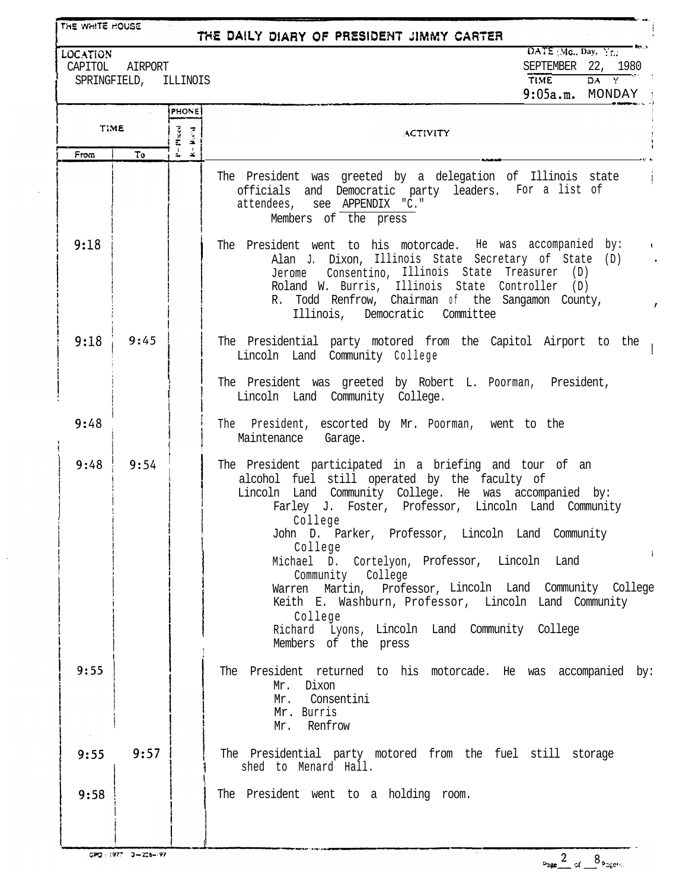THE WHITE HOUSE

# THE DAILY DIARY OF PRESIDENT JIMMY CARTER

**LOCATION**
CAPITOL AIRPORT
SPRINGFIELD, ILLINOIS

**DATE (Mo., Day, Yr.)**
SEPTEMBER 22, 1980

**TIME** 9:05a.m. **DAY** MONDAY

| TIME From | TIME To | PHONE P=Placed R=Rec'd | ACTIVITY |
|---|---|---|---|
| | | | The President was greeted by a delegation of Illinois state officials and Democratic party leaders. For a list of attendees, see APPENDIX "C." <br> Members of the press |
| 9:18 | | | The President went to his motorcade. He was accompanied by: <br> Alan J. Dixon, Illinois State Secretary of State (D) <br> Jerome Consentino, Illinois State Treasurer (D) <br> Roland W. Burris, Illinois State Controller (D) <br> R. Todd Renfrow, Chairman of the Sangamon County, Illinois, Democratic Committee |
| 9:18 | 9:45 | | The Presidential party motored from the Capitol Airport to the Lincoln Land Community College |
| | | | The President was greeted by Robert L. Poorman, President, Lincoln Land Community College. |
| 9:48 | | | The President, escorted by Mr. Poorman, went to the Maintenance Garage. |
| 9:48 | 9:54 | | The President participated in a briefing and tour of an alcohol fuel still operated by the faculty of Lincoln Land Community College. He was accompanied by: <br> Farley J. Foster, Professor, Lincoln Land Community College <br> John D. Parker, Professor, Lincoln Land Community College <br> Michael D. Cortelyon, Professor, Lincoln Land Community College <br> Warren Martin, Professor, Lincoln Land Community College <br> Keith E. Washburn, Professor, Lincoln Land Community College <br> Richard Lyons, Lincoln Land Community College <br> Members of the press |
| 9:55 | | | The President returned to his motorcade. He was accompanied by: <br> Mr. Dixon <br> Mr. Consentini <br> Mr. Burris <br> Mr. Renfrow |
| 9:55 | 9:57 | | The Presidential party motored from the fuel still storage shed to Menard Hall. |
| 9:58 | | | The President went to a holding room. |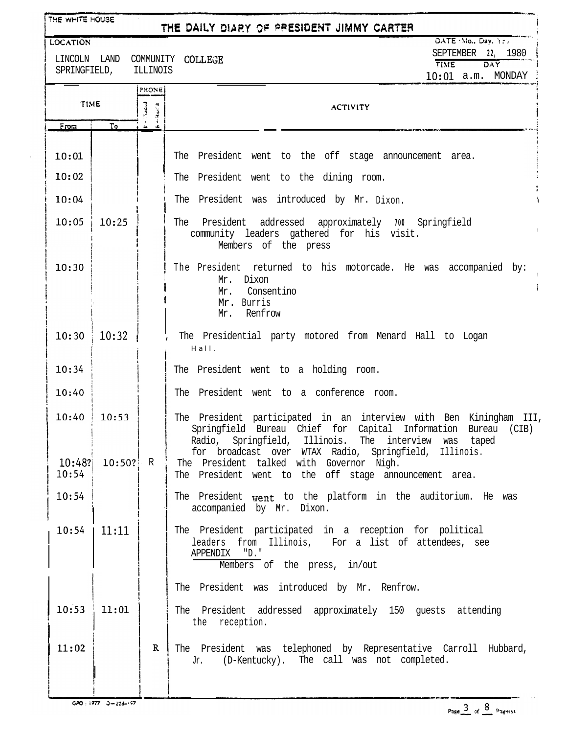THE WHITE HOUSE

# THE DAILY DIARY OF PRESIDENT JIMMY CARTER

**LOCATION**

LINCOLN LAND COMMUNITY COLLEGE
SPRINGFIELD, ILLINOIS

**DATE (Mo., Day, Yr.)**
SEPTEMBER 22, 1980

**TIME** 10:01 a.m. **DAY** MONDAY

| TIME From | TIME To | PHONE P=Placed R=Received | ACTIVITY |
|---|---|---|---|
| 10:01 | | | The President went to the off stage announcement area. |
| 10:02 | | | The President went to the dining room. |
| 10:04 | | | The President was introduced by Mr. Dixon. |
| 10:05 | 10:25 | | The President addressed approximately 700 Springfield community leaders gathered for his visit. Members of the press |
| 10:30 | | | The President returned to his motorcade. He was accompanied by: Mr. Dixon; Mr. Consentino; Mr. Burris; Mr. Renfrow |
| 10:30 | 10:32 | | The Presidential party motored from Menard Hall to Logan Hall. |
| 10:34 | | | The President went to a holding room. |
| 10:40 | | | The President went to a conference room. |
| 10:40 | 10:53 | | The President participated in an interview with Ben Kiningham III, Springfield Bureau Chief for Capital Information Bureau (CIB) Radio, Springfield, Illinois. The interview was taped for broadcast over WTAX Radio, Springfield, Illinois. |
| 10:48? | 10:50? | R | The President talked with Governor Nigh. |
| 10:54 | | | The President went to the off stage announcement area. |
| 10:54 | | | The President went to the platform in the auditorium. He was accompanied by Mr. Dixon. |
| 10:54 | 11:11 | | The President participated in a reception for political leaders from Illinois, For a list of attendees, see APPENDIX "D." Members of the press, in/out |
| | | | The President was introduced by Mr. Renfrow. |
| 10:53 | 11:01 | | The President addressed approximately 150 guests attending the reception. |
| 11:02 | | R | The President was telephoned by Representative Carroll Hubbard, Jr. (D-Kentucky). The call was not completed. |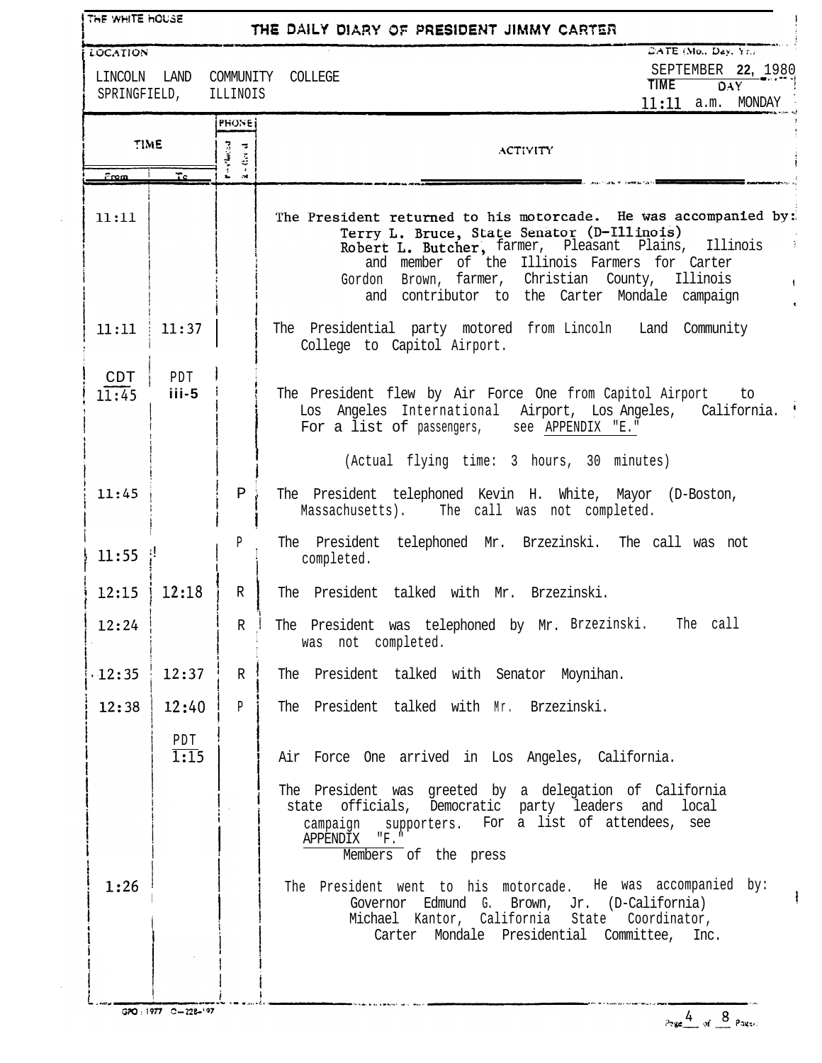THE WHITE HOUSE

# THE DAILY DIARY OF PRESIDENT JIMMY CARTER

LOCATION

LINCOLN LAND COMMUNITY COLLEGE
SPRINGFIELD, ILLINOIS

DATE (Mo., Day, Yr.)
SEPTEMBER 22, 1980

TIME 11:11 a.m. DAY MONDAY

| TIME From | TIME To | PHONE P=Placed R=Rec'd | ACTIVITY |
|---|---|---|---|
| 11:11 | | | The President returned to his motorcade. He was accompanied by: Terry L. Bruce, State Senator (D-Illinois); Robert L. Butcher, farmer, Pleasant Plains, Illinois and member of the Illinois Farmers for Carter; Gordon Brown, farmer, Christian County, Illinois and contributor to the Carter Mondale campaign |
| 11:11 | 11:37 | | The Presidential party motored from Lincoln Land Community College to Capitol Airport. |
| CDT 11:45 | PDT iii-5 | | The President flew by Air Force One from Capitol Airport to Los Angeles International Airport, Los Angeles, California. For a list of passengers, see APPENDIX "E." (Actual flying time: 3 hours, 30 minutes) |
| 11:45 | | P | The President telephoned Kevin H. White, Mayor (D-Boston, Massachusetts). The call was not completed. |
| 11:55 | | P | The President telephoned Mr. Brzezinski. The call was not completed. |
| 12:15 | 12:18 | R | The President talked with Mr. Brzezinski. |
| 12:24 | | R | The President was telephoned by Mr. Brzezinski. The call was not completed. |
| 12:35 | 12:37 | R | The President talked with Senator Moynihan. |
| 12:38 | 12:40 | P | The President talked with Mr. Brzezinski. |
| | PDT 1:15 | | Air Force One arrived in Los Angeles, California. |
| | | | The President was greeted by a delegation of California state officials, Democratic party leaders and local campaign supporters. For a list of attendees, see APPENDIX "F." Members of the press |
| 1:26 | | | The President went to his motorcade. He was accompanied by: Governor Edmund G. Brown, Jr. (D-California); Michael Kantor, California State Coordinator, Carter Mondale Presidential Committee, Inc. |

GPO : 1977 O-228-197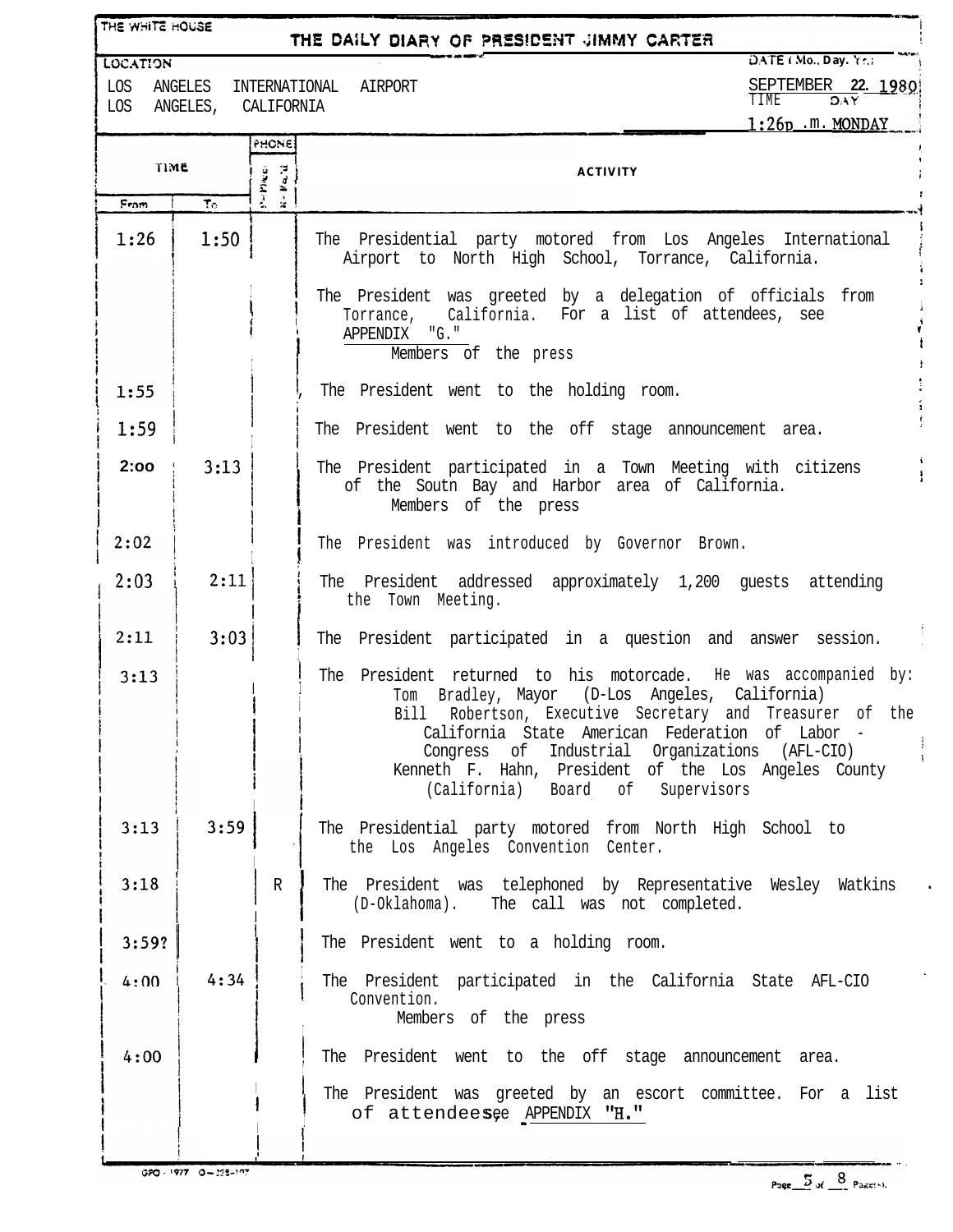THE WHITE HOUSE

# THE DAILY DIARY OF PRESIDENT JIMMY CARTER

**LOCATION**
LOS ANGELES INTERNATIONAL AIRPORT
LOS ANGELES, CALIFORNIA

**DATE (Mo., Day, Yr.)**
SEPTEMBER 22, 1980

**TIME** 1:26 p.m. **DAY** MONDAY

| TIME From | TIME To | PHONE (P=Placed, R=Rec'd) | ACTIVITY |
|---|---|---|---|
| 1:26 | 1:50 | | The Presidential party motored from Los Angeles International Airport to North High School, Torrance, California. |
| | | | The President was greeted by a delegation of officials from Torrance, California. For a list of attendees, see APPENDIX "G." Members of the press |
| 1:55 | | | The President went to the holding room. |
| 1:59 | | | The President went to the off stage announcement area. |
| 2:00 | 3:13 | | The President participated in a Town Meeting with citizens of the Soutn Bay and Harbor area of California. Members of the press |
| 2:02 | | | The President was introduced by Governor Brown. |
| 2:03 | 2:11 | | The President addressed approximately 1,200 guests attending the Town Meeting. |
| 2:11 | 3:03 | | The President participated in a question and answer session. |
| 3:13 | | | The President returned to his motorcade. He was accompanied by: Tom Bradley, Mayor (D-Los Angeles, California); Bill Robertson, Executive Secretary and Treasurer of the California State American Federation of Labor - Congress of Industrial Organizations (AFL-CIO); Kenneth F. Hahn, President of the Los Angeles County (California) Board of Supervisors |
| 3:13 | 3:59 | | The Presidential party motored from North High School to the Los Angeles Convention Center. |
| 3:18 | | R | The President was telephoned by Representative Wesley Watkins (D-Oklahoma). The call was not completed. |
| 3:59? | | | The President went to a holding room. |
| 4:00 | 4:34 | | The President participated in the California State AFL-CIO Convention. Members of the press |
| 4:00 | | | The President went to the off stage announcement area. |
| | | | The President was greeted by an escort committee. For a list of attendees see APPENDIX "H." |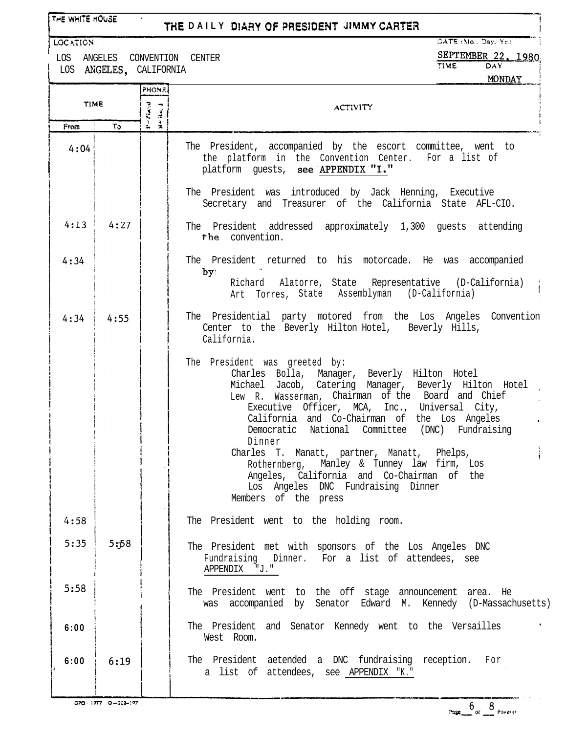THE WHITE HOUSE

# THE DAILY DIARY OF PRESIDENT JIMMY CARTER

LOCATION: LOS ANGELES CONVENTION CENTER, LOS ANGELES, CALIFORNIA

DATE (Mo., Day, Yr.): SEPTEMBER 22, 1980

TIME / DAY: MONDAY

| TIME From | TIME To | PHONE | ACTIVITY |
|---|---|---|---|
| 4:04 | | | The President, accompanied by the escort committee, went to the platform in the Convention Center. For a list of platform guests, see APPENDIX "I." |
| | | | The President was introduced by Jack Henning, Executive Secretary and Treasurer of the California State AFL-CIO. |
| 4:13 | 4:27 | | The President addressed approximately 1,300 guests attending the convention. |
| 4:34 | | | The President returned to his motorcade. He was accompanied by: Richard Alatorre, State Representative (D-California); Art Torres, State Assemblyman (D-California) |
| 4:34 | 4:55 | | The Presidential party motored from the Los Angeles Convention Center to the Beverly Hilton Hotel, Beverly Hills, California. |
| | | | The President was greeted by: Charles Bolla, Manager, Beverly Hilton Hotel; Michael Jacob, Catering Manager, Beverly Hilton Hotel; Lew R. Wasserman, Chairman of the Board and Chief Executive Officer, MCA, Inc., Universal City, California and Co-Chairman of the Los Angeles Democratic National Committee (DNC) Fundraising Dinner; Charles T. Manatt, partner, Manatt, Phelps, Rothernberg, Manley & Tunney law firm, Los Angeles, California and Co-Chairman of the Los Angeles DNC Fundraising Dinner; Members of the press |
| 4:58 | | | The President went to the holding room. |
| 5:35 | 5:58 | | The President met with sponsors of the Los Angeles DNC Fundraising Dinner. For a list of attendees, see APPENDIX "J." |
| 5:58 | | | The President went to the off stage announcement area. He was accompanied by Senator Edward M. Kennedy (D-Massachusetts) |
| 6:00 | | | The President and Senator Kennedy went to the Versailles West Room. |
| 6:00 | 6:19 | | The President aetended a DNC fundraising reception. For a list of attendees, see APPENDIX "K." |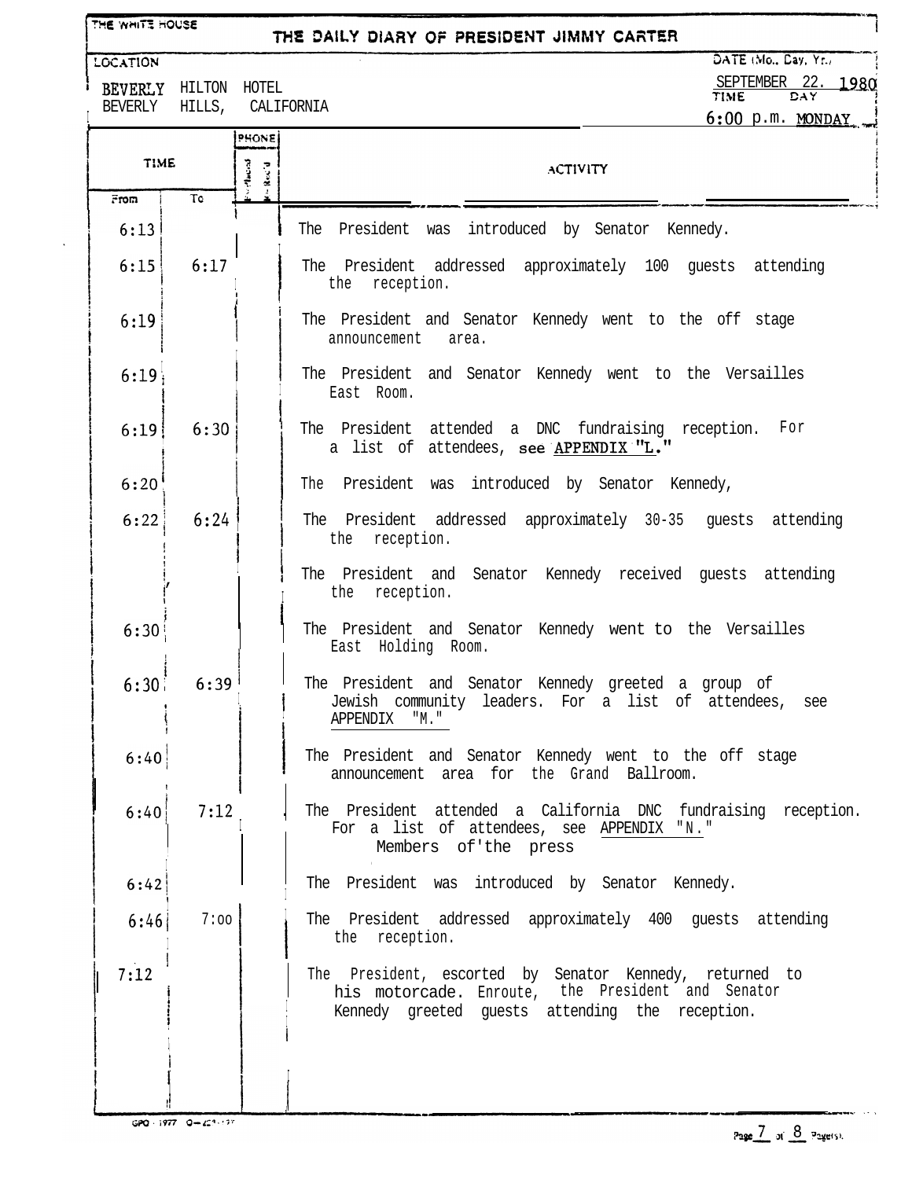THE WHITE HOUSE

# THE DAILY DIARY OF PRESIDENT JIMMY CARTER

LOCATION: BEVERLY HILTON HOTEL, BEVERLY HILLS, CALIFORNIA

DATE (Mo., Day, Yr.): SEPTEMBER 22, 1980

TIME: 6:00 p.m.

DAY: MONDAY

| TIME From | TIME To | PHONE P=Placed | PHONE R=Rec'd | ACTIVITY |
|---|---|---|---|---|
| 6:13 | | | | The President was introduced by Senator Kennedy. |
| 6:15 | 6:17 | | | The President addressed approximately 100 guests attending the reception. |
| 6:19 | | | | The President and Senator Kennedy went to the off stage announcement area. |
| 6:19 | | | | The President and Senator Kennedy went to the Versailles East Room. |
| 6:19 | 6:30 | | | The President attended a DNC fundraising reception. For a list of attendees, see APPENDIX "L." |
| 6:20 | | | | The President was introduced by Senator Kennedy, |
| 6:22 | 6:24 | | | The President addressed approximately 30-35 guests attending the reception. |
| | | | | The President and Senator Kennedy received guests attending the reception. |
| 6:30 | | | | The President and Senator Kennedy went to the Versailles East Holding Room. |
| 6:30 | 6:39 | | | The President and Senator Kennedy greeted a group of Jewish community leaders. For a list of attendees, see APPENDIX "M." |
| 6:40 | | | | The President and Senator Kennedy went to the off stage announcement area for the Grand Ballroom. |
| 6:40 | 7:12 | | | The President attended a California DNC fundraising reception. For a list of attendees, see APPENDIX "N." Members of the press |
| 6:42 | | | | The President was introduced by Senator Kennedy. |
| 6:46 | 7:00 | | | The President addressed approximately 400 guests attending the reception. |
| 7:12 | | | | The President, escorted by Senator Kennedy, returned to his motorcade. Enroute, the President and Senator Kennedy greeted guests attending the reception. |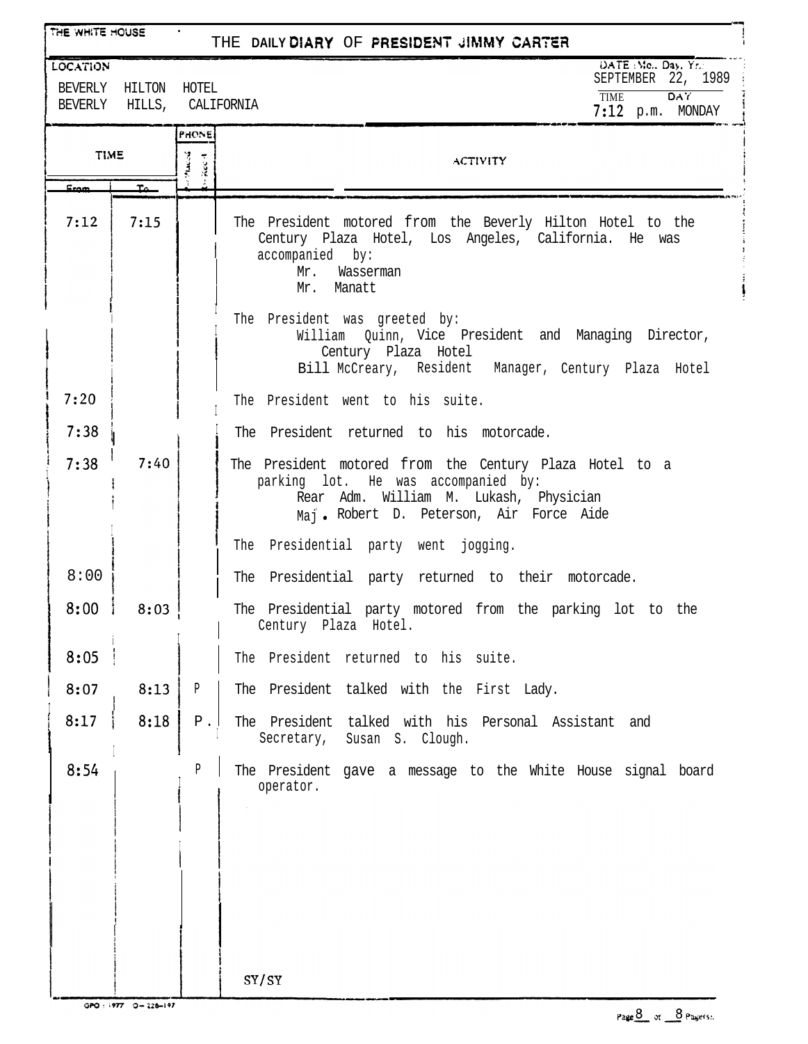THE WHITE HOUSE

# THE DAILY DIARY OF PRESIDENT JIMMY CARTER

LOCATION

BEVERLY HILTON HOTEL
BEVERLY HILLS, CALIFORNIA

DATE (Mo., Day, Yr.)
SEPTEMBER 22, 1989

TIME 7:12 p.m.
DAY MONDAY

| TIME From | TIME To | PHONE P=Placed R=Rec'd | ACTIVITY |
|---|---|---|---|
| 7:12 | 7:15 | | The President motored from the Beverly Hilton Hotel to the Century Plaza Hotel, Los Angeles, California. He was accompanied by: Mr. Wasserman; Mr. Manatt |
| | | | The President was greeted by: William Quinn, Vice President and Managing Director, Century Plaza Hotel; Bill McCreary, Resident Manager, Century Plaza Hotel |
| 7:20 | | | The President went to his suite. |
| 7:38 | | | The President returned to his motorcade. |
| 7:38 | 7:40 | | The President motored from the Century Plaza Hotel to a parking lot. He was accompanied by: Rear Adm. William M. Lukash, Physician; Maj. Robert D. Peterson, Air Force Aide |
| | | | The Presidential party went jogging. |
| 8:00 | | | The Presidential party returned to their motorcade. |
| 8:00 | 8:03 | | The Presidential party motored from the parking lot to the Century Plaza Hotel. |
| 8:05 | | | The President returned to his suite. |
| 8:07 | 8:13 | P | The President talked with the First Lady. |
| 8:17 | 8:18 | P | The President talked with his Personal Assistant and Secretary, Susan S. Clough. |
| 8:54 | | P | The President gave a message to the White House signal board operator. |

SY/SY